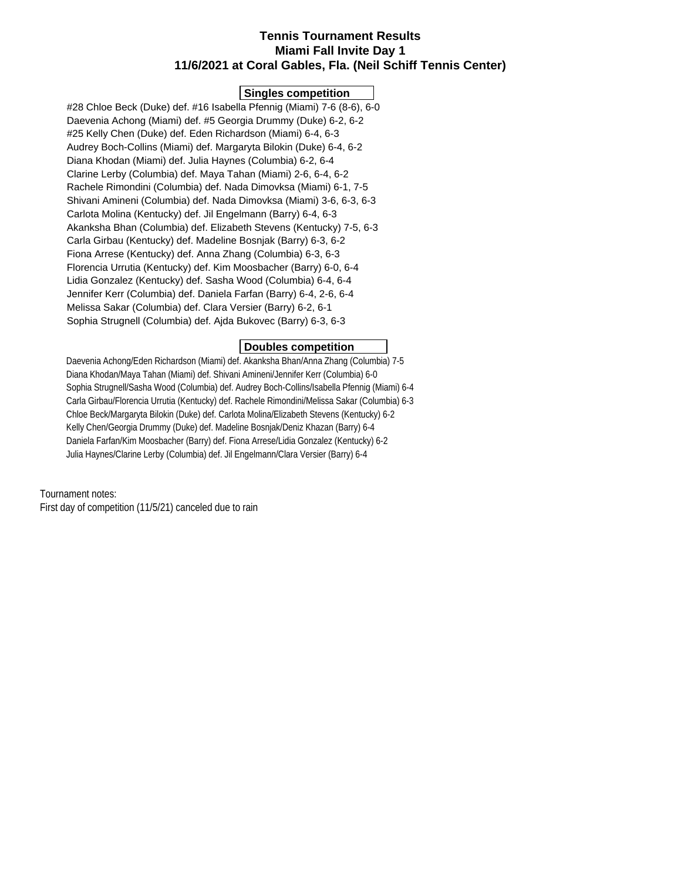# Tennis Tournament Results
## Miami Fall Invite Day 1
## 11/6/2021 at Coral Gables, Fla. (Neil Schiff Tennis Center)

### Singles competition

#28 Chloe Beck (Duke) def. #16 Isabella Pfennig (Miami) 7-6 (8-6), 6-0
Daevenia Achong (Miami) def. #5 Georgia Drummy (Duke) 6-2, 6-2
#25 Kelly Chen (Duke) def. Eden Richardson (Miami) 6-4, 6-3
Audrey Boch-Collins (Miami) def. Margaryta Bilokin (Duke) 6-4, 6-2
Diana Khodan (Miami) def. Julia Haynes (Columbia) 6-2, 6-4
Clarine Lerby (Columbia) def. Maya Tahan (Miami) 2-6, 6-4, 6-2
Rachele Rimondini (Columbia) def. Nada Dimovksa (Miami) 6-1, 7-5
Shivani Amineni (Columbia) def. Nada Dimovksa (Miami) 3-6, 6-3, 6-3
Carlota Molina (Kentucky) def. Jil Engelmann (Barry) 6-4, 6-3
Akanksha Bhan (Columbia) def. Elizabeth Stevens (Kentucky) 7-5, 6-3
Carla Girbau (Kentucky) def. Madeline Bosnjak (Barry) 6-3, 6-2
Fiona Arrese (Kentucky) def. Anna Zhang (Columbia) 6-3, 6-3
Florencia Urrutia (Kentucky) def. Kim Moosbacher (Barry) 6-0, 6-4
Lidia Gonzalez (Kentucky) def. Sasha Wood (Columbia) 6-4, 6-4
Jennifer Kerr (Columbia) def. Daniela Farfan (Barry) 6-4, 2-6, 6-4
Melissa Sakar (Columbia) def. Clara Versier (Barry) 6-2, 6-1
Sophia Strugnell (Columbia) def. Ajda Bukovec (Barry) 6-3, 6-3

### Doubles competition

Daevenia Achong/Eden Richardson (Miami) def. Akanksha Bhan/Anna Zhang (Columbia) 7-5
Diana Khodan/Maya Tahan (Miami) def. Shivani Amineni/Jennifer Kerr (Columbia) 6-0
Sophia Strugnell/Sasha Wood (Columbia) def. Audrey Boch-Collins/Isabella Pfennig (Miami) 6-4
Carla Girbau/Florencia Urrutia (Kentucky) def. Rachele Rimondini/Melissa Sakar (Columbia) 6-3
Chloe Beck/Margaryta Bilokin (Duke) def. Carlota Molina/Elizabeth Stevens (Kentucky) 6-2
Kelly Chen/Georgia Drummy (Duke) def. Madeline Bosnjak/Deniz Khazan (Barry) 6-4
Daniela Farfan/Kim Moosbacher (Barry) def. Fiona Arrese/Lidia Gonzalez (Kentucky) 6-2
Julia Haynes/Clarine Lerby (Columbia) def. Jil Engelmann/Clara Versier (Barry) 6-4

Tournament notes:
First day of competition (11/5/21) canceled due to rain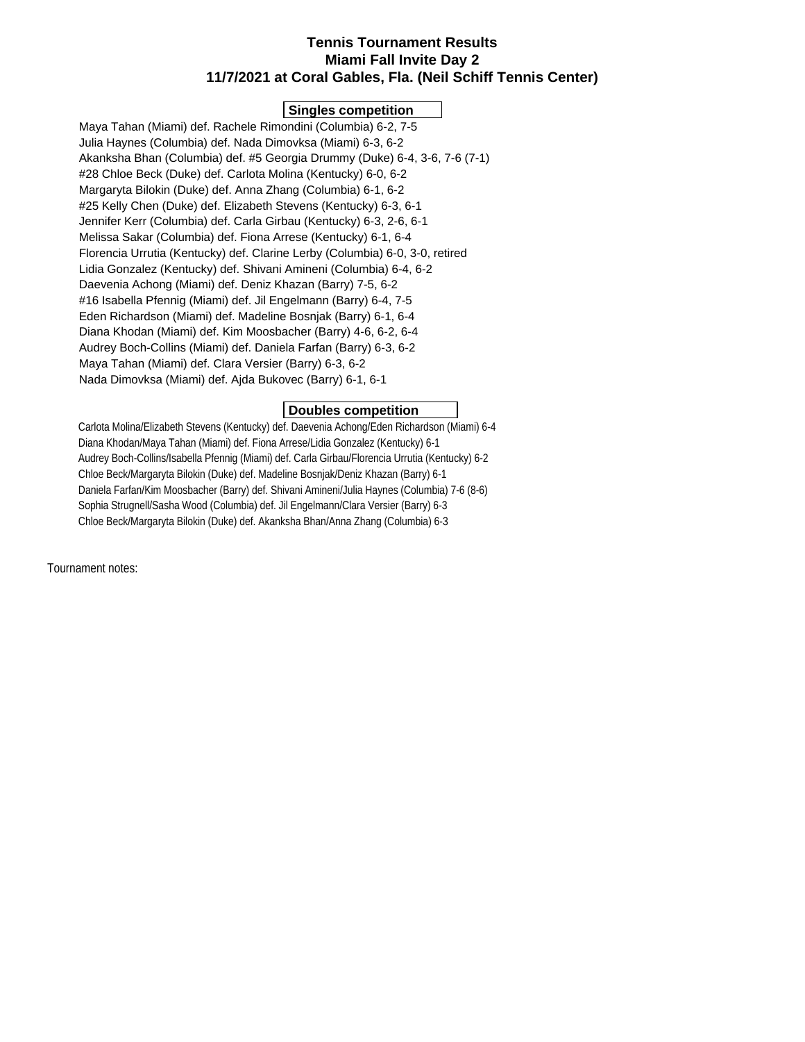# Tennis Tournament Results
## Miami Fall Invite Day 2
## 11/7/2021 at Coral Gables, Fla. (Neil Schiff Tennis Center)

### Singles competition

Maya Tahan (Miami) def. Rachele Rimondini (Columbia) 6-2, 7-5
Julia Haynes (Columbia) def. Nada Dimovksa (Miami) 6-3, 6-2
Akanksha Bhan (Columbia) def. #5 Georgia Drummy (Duke) 6-4, 3-6, 7-6 (7-1)
#28 Chloe Beck (Duke) def. Carlota Molina (Kentucky) 6-0, 6-2
Margaryta Bilokin (Duke) def. Anna Zhang (Columbia) 6-1, 6-2
#25 Kelly Chen (Duke) def. Elizabeth Stevens (Kentucky) 6-3, 6-1
Jennifer Kerr (Columbia) def. Carla Girbau (Kentucky) 6-3, 2-6, 6-1
Melissa Sakar (Columbia) def. Fiona Arrese (Kentucky) 6-1, 6-4
Florencia Urrutia (Kentucky) def. Clarine Lerby (Columbia) 6-0, 3-0, retired
Lidia Gonzalez (Kentucky) def. Shivani Amineni (Columbia) 6-4, 6-2
Daevenia Achong (Miami) def. Deniz Khazan (Barry) 7-5, 6-2
#16 Isabella Pfennig (Miami) def. Jil Engelmann (Barry) 6-4, 7-5
Eden Richardson (Miami) def. Madeline Bosnjak (Barry) 6-1, 6-4
Diana Khodan (Miami) def. Kim Moosbacher (Barry) 4-6, 6-2, 6-4
Audrey Boch-Collins (Miami) def. Daniela Farfan (Barry) 6-3, 6-2
Maya Tahan (Miami) def. Clara Versier (Barry) 6-3, 6-2
Nada Dimovksa (Miami) def. Ajda Bukovec (Barry) 6-1, 6-1

### Doubles competition

Carlota Molina/Elizabeth Stevens (Kentucky) def. Daevenia Achong/Eden Richardson (Miami) 6-4
Diana Khodan/Maya Tahan (Miami) def. Fiona Arrese/Lidia Gonzalez (Kentucky) 6-1
Audrey Boch-Collins/Isabella Pfennig (Miami) def. Carla Girbau/Florencia Urrutia (Kentucky) 6-2
Chloe Beck/Margaryta Bilokin (Duke) def. Madeline Bosnjak/Deniz Khazan (Barry) 6-1
Daniela Farfan/Kim Moosbacher (Barry) def. Shivani Amineni/Julia Haynes (Columbia) 7-6 (8-6)
Sophia Strugnell/Sasha Wood (Columbia) def. Jil Engelmann/Clara Versier (Barry) 6-3
Chloe Beck/Margaryta Bilokin (Duke) def. Akanksha Bhan/Anna Zhang (Columbia) 6-3

Tournament notes: